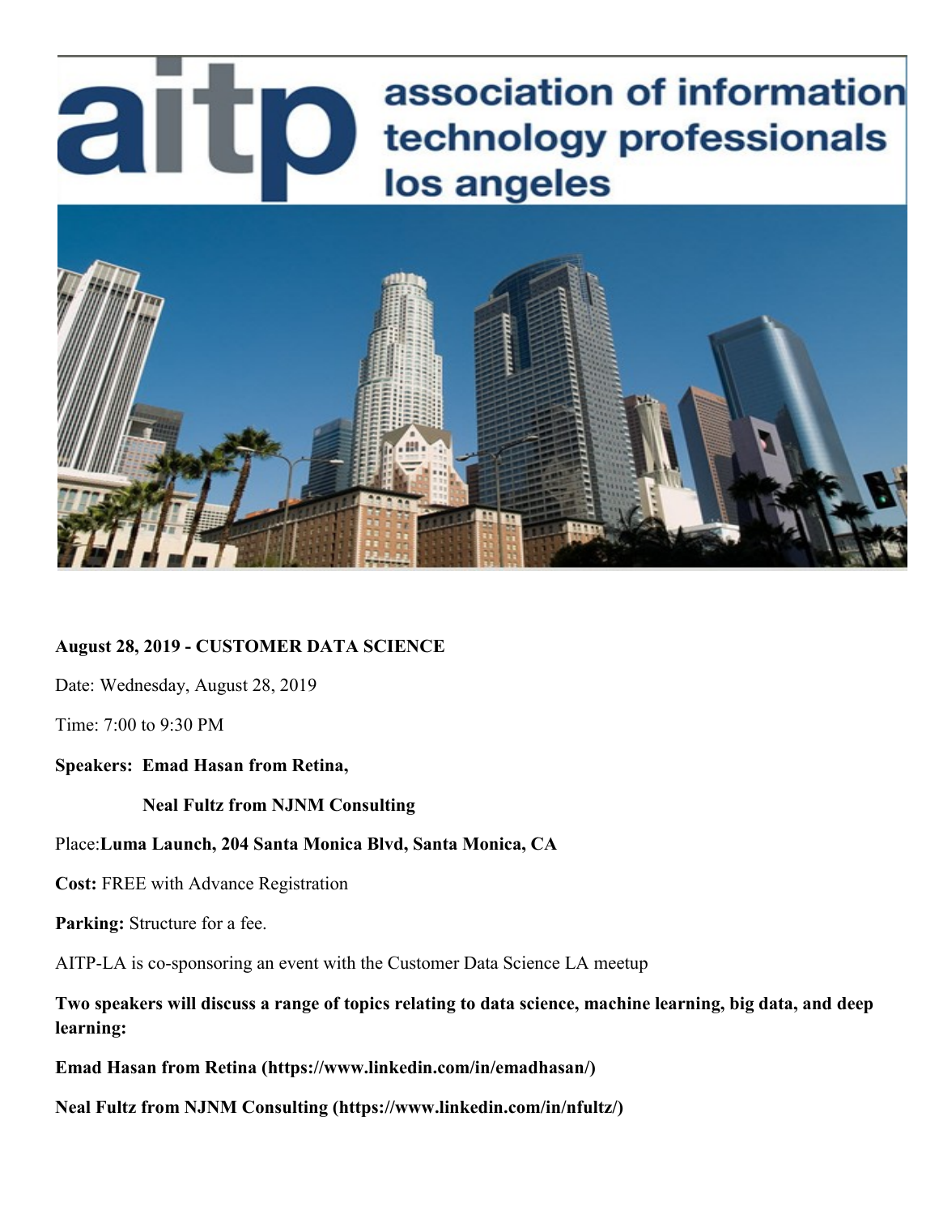aitp association of information technology professionals los angeles

**August 28, 2019 - CUSTOMER DATA SCIENCE**

Date: Wednesday, August 28, 2019

Time: 7:00 to 9:30 PM

**Speakers: Emad Hasan from Retina,**

**Neal Fultz from NJNM Consulting**

Place:**Luma Launch, 204 Santa Monica Blvd, Santa Monica, CA**

**Cost:** FREE with Advance Registration

**Parking:** Structure for a fee.

AITP-LA is co-sponsoring an event with the Customer Data Science LA meetup

**Two speakers will discuss a range of topics relating to data science, machine learning, big data, and deep learning:**

**Emad Hasan from Retina (https://www.linkedin.com/in/emadhasan/)**

**Neal Fultz from NJNM Consulting (https://www.linkedin.com/in/nfultz/)**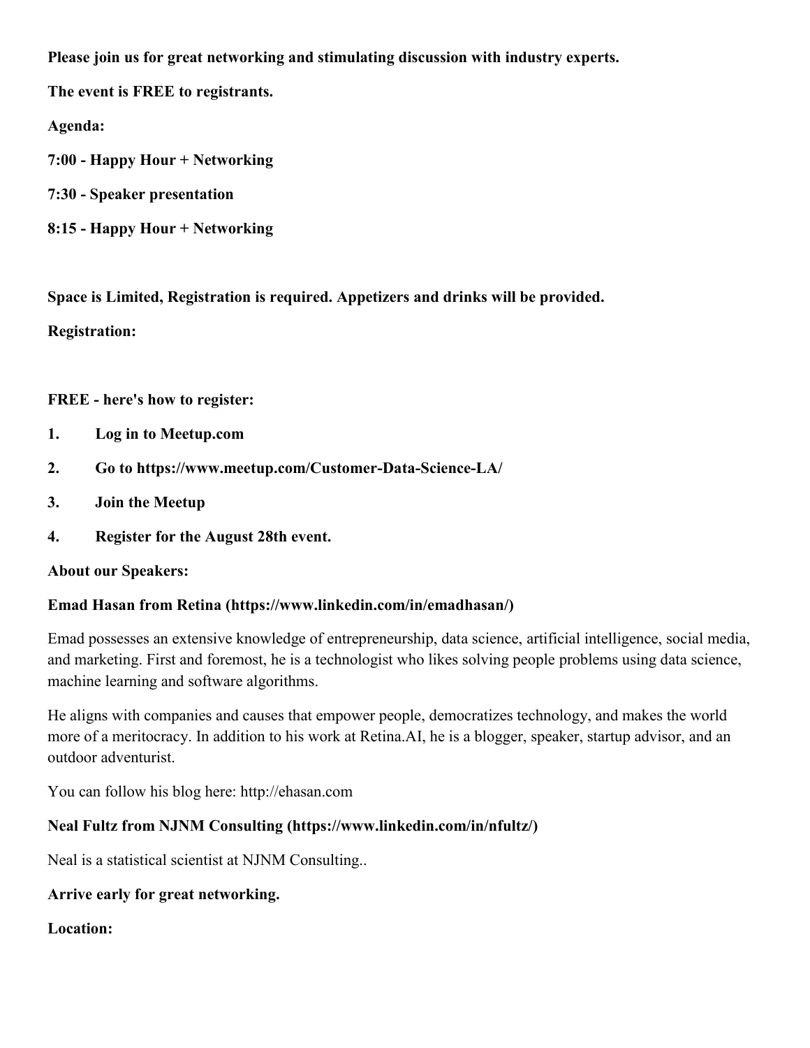**Please join us for great networking and stimulating discussion with industry experts.**

**The event is FREE to registrants.**

**Agenda:**

**7:00 - Happy Hour + Networking**

**7:30 - Speaker presentation**

**8:15 - Happy Hour + Networking**

**Space is Limited, Registration is required. Appetizers and drinks will be provided.**

**Registration:**

**FREE - here's how to register:**

1. **Log in to Meetup.com**
2. **Go to https://www.meetup.com/Customer-Data-Science-LA/**
3. **Join the Meetup**
4. **Register for the August 28th event.**

**About our Speakers:**

**Emad Hasan from Retina (https://www.linkedin.com/in/emadhasan/)**

Emad possesses an extensive knowledge of entrepreneurship, data science, artificial intelligence, social media, and marketing. First and foremost, he is a technologist who likes solving people problems using data science, machine learning and software algorithms.

He aligns with companies and causes that empower people, democratizes technology, and makes the world more of a meritocracy. In addition to his work at Retina.AI, he is a blogger, speaker, startup advisor, and an outdoor adventurist.

You can follow his blog here: http://ehasan.com

**Neal Fultz from NJNM Consulting (https://www.linkedin.com/in/nfultz/)**

Neal is a statistical scientist at NJNM Consulting..

**Arrive early for great networking.**

**Location:**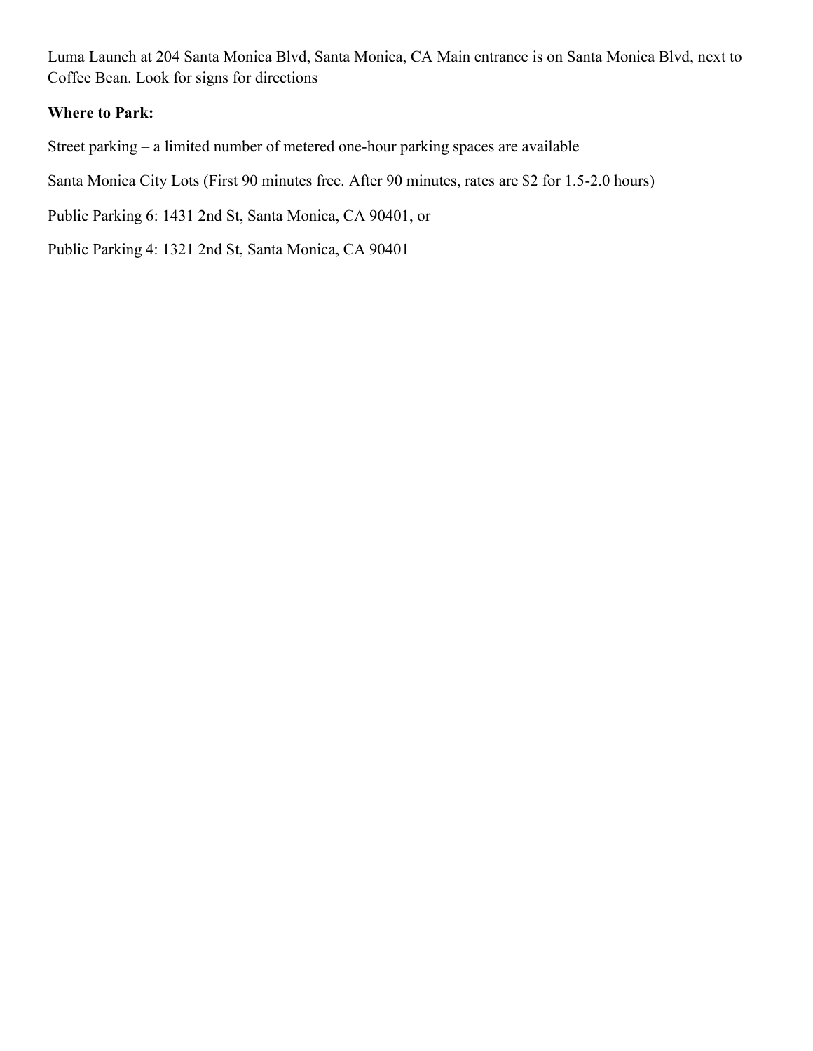Luma Launch at 204 Santa Monica Blvd, Santa Monica, CA Main entrance is on Santa Monica Blvd, next to Coffee Bean. Look for signs for directions

**Where to Park:**

Street parking – a limited number of metered one-hour parking spaces are available

Santa Monica City Lots (First 90 minutes free. After 90 minutes, rates are $2 for 1.5-2.0 hours)

Public Parking 6: 1431 2nd St, Santa Monica, CA 90401, or

Public Parking 4: 1321 2nd St, Santa Monica, CA 90401